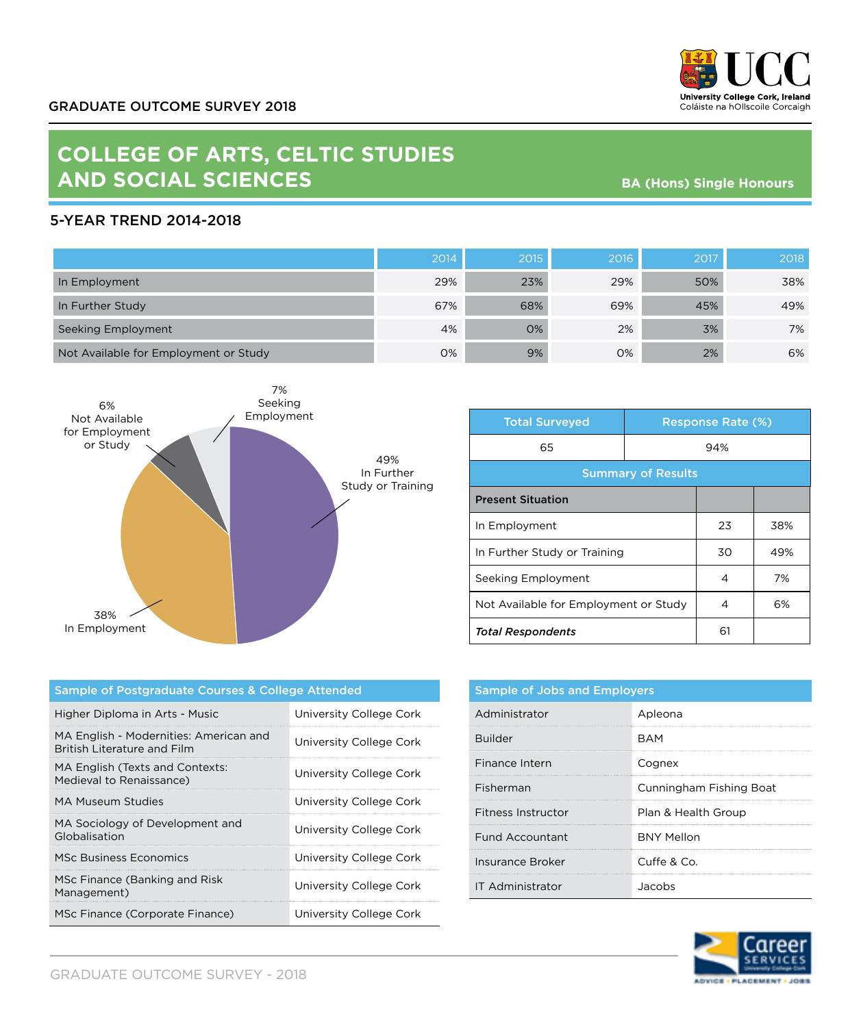GRADUATE OUTCOME SURVEY 2018

# COLLEGE OF ARTS, CELTIC STUDIES AND SOCIAL SCIENCES

**BA (Hons) Single Honours**

## 5-YEAR TREND 2014-2018

| | 2014 | 2015 | 2016 | 2017 | 2018 |
|---|---|---|---|---|---|
| In Employment | 29% | 23% | 29% | 50% | 38% |
| In Further Study | 67% | 68% | 69% | 45% | 49% |
| Seeking Employment | 4% | 0% | 2% | 3% | 7% |
| Not Available for Employment or Study | 0% | 9% | 0% | 2% | 6% |

49% In Further Study or Training
38% In Employment
6% Not Available for Employment or Study
7% Seeking Employment

| Total Surveyed | Response Rate (%) |
|---|---|
| 65 | 94% |

**Summary of Results**

| **Present Situation** | | |
|---|---|---|
| In Employment | 23 | 38% |
| In Further Study or Training | 30 | 49% |
| Seeking Employment | 4 | 7% |
| Not Available for Employment or Study | 4 | 6% |
| ***Total Respondents*** | 61 | |

| Sample of Postgraduate Courses & College Attended | |
|---|---|
| Higher Diploma in Arts - Music | University College Cork |
| MA English - Modernities: American and British Literature and Film | University College Cork |
| MA English (Texts and Contexts: Medieval to Renaissance) | University College Cork |
| MA Museum Studies | University College Cork |
| MA Sociology of Development and Globalisation | University College Cork |
| MSc Business Economics | University College Cork |
| MSc Finance (Banking and Risk Management) | University College Cork |
| MSc Finance (Corporate Finance) | University College Cork |

| Sample of Jobs and Employers | |
|---|---|
| Administrator | Apleona |
| Builder | BAM |
| Finance Intern | Cognex |
| Fisherman | Cunningham Fishing Boat |
| Fitness Instructor | Plan & Health Group |
| Fund Accountant | BNY Mellon |
| Insurance Broker | Cuffe & Co. |
| IT Administrator | Jacobs |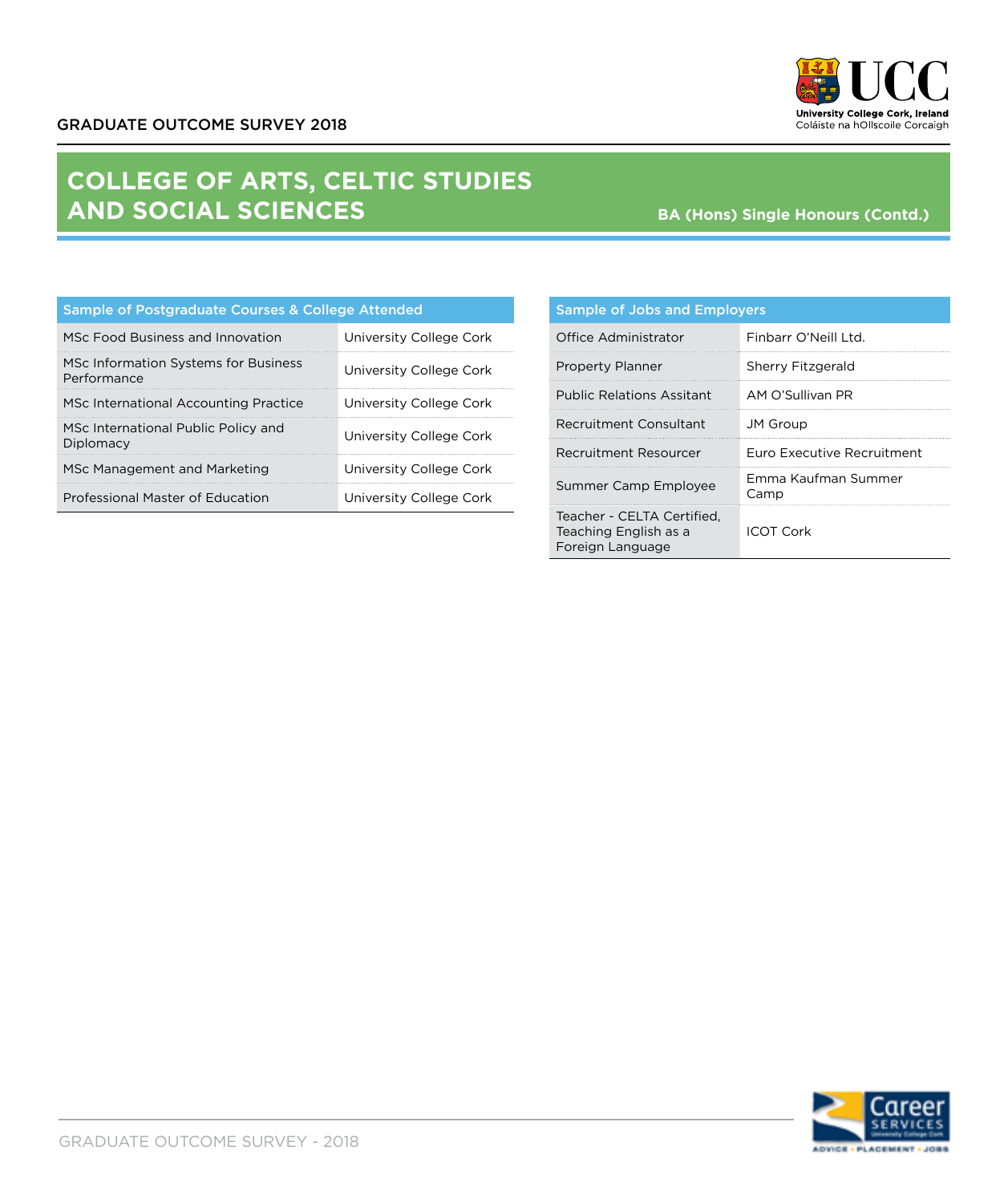# COLLEGE OF ARTS, CELTIC STUDIES AND SOCIAL SCIENCES

**BA (Hons) Single Honours (Contd.)**

| Sample of Postgraduate Courses & College Attended | |
|---|---|
| MSc Food Business and Innovation | University College Cork |
| MSc Information Systems for Business Performance | University College Cork |
| MSc International Accounting Practice | University College Cork |
| MSc International Public Policy and Diplomacy | University College Cork |
| MSc Management and Marketing | University College Cork |
| Professional Master of Education | University College Cork |

| Sample of Jobs and Employers | |
|---|---|
| Office Administrator | Finbarr O'Neill Ltd. |
| Property Planner | Sherry Fitzgerald |
| Public Relations Assitant | AM O'Sullivan PR |
| Recruitment Consultant | JM Group |
| Recruitment Resourcer | Euro Executive Recruitment |
| Summer Camp Employee | Emma Kaufman Summer Camp |
| Teacher - CELTA Certified, Teaching English as a Foreign Language | ICOT Cork |